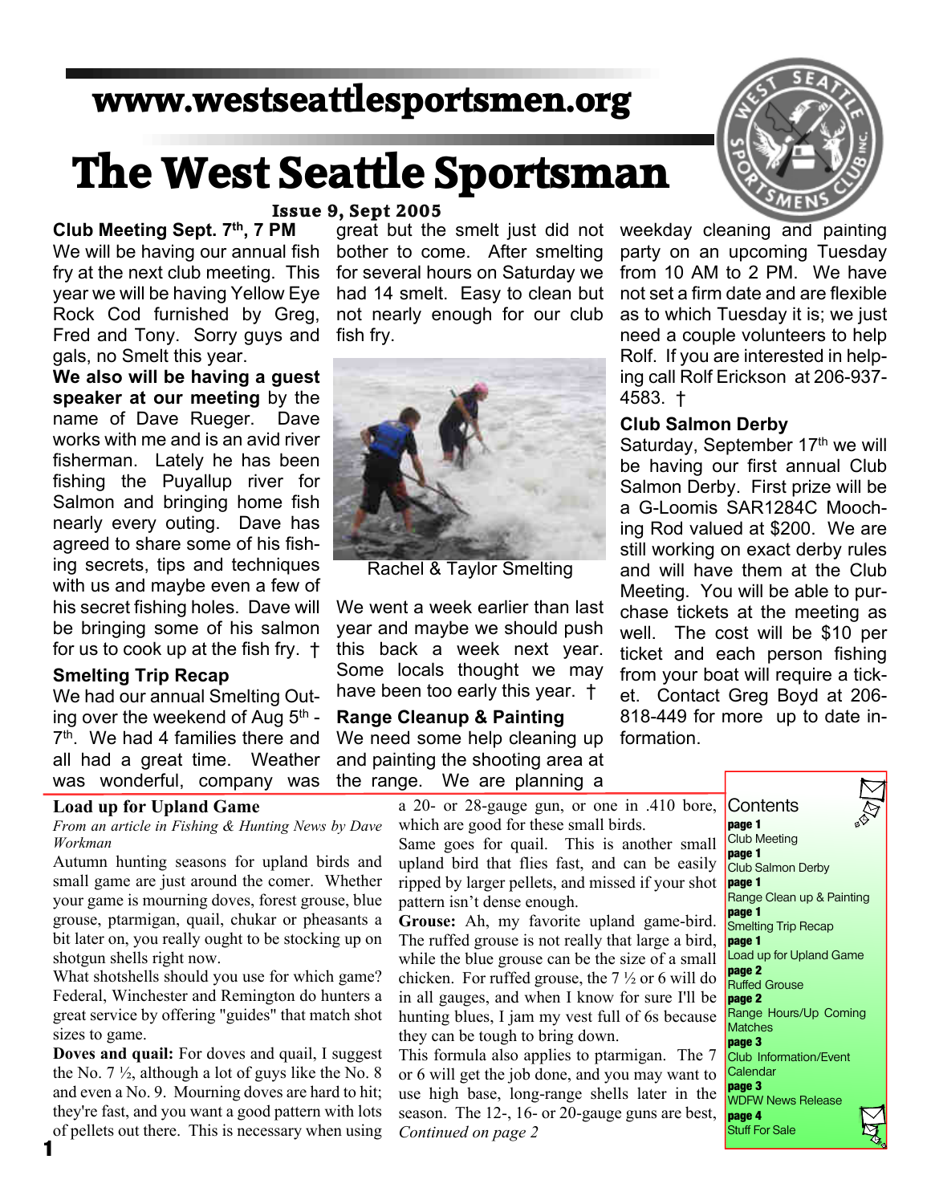www.westseattlesportsmen.org

# The West Seattle Sportsman

**Issue 9, Sept 2005**

### Club Meeting Sept. 7th, 7 PM

We will be having our annual fish fry at the next club meeting. This year we will be having Yellow Eye Rock Cod furnished by Greg, Fred and Tony. Sorry guys and gals, no Smelt this year.

**We also will be having a guest speaker at our meeting** by the name of Dave Rueger. Dave works with me and is an avid river fisherman. Lately he has been fishing the Puyallup river for Salmon and bringing home fish nearly every outing. Dave has agreed to share some of his fishing secrets, tips and techniques with us and maybe even a few of his secret fishing holes. Dave will be bringing some of his salmon for us to cook up at the fish fry. †

### Smelting Trip Recap

We had our annual Smelting Outing over the weekend of Aug 5th - 7th. We had 4 families there and all had a great time. Weather was wonderful, company was great but the smelt just did not bother to come. After smelting for several hours on Saturday we had 14 smelt. Easy to clean but not nearly enough for our club fish fry.

Rachel & Taylor Smelting

We went a week earlier than last year and maybe we should push this back a week next year. Some locals thought we may have been too early this year. †

### Range Cleanup & Painting

We need some help cleaning up and painting the shooting area at the range. We are planning a weekday cleaning and painting party on an upcoming Tuesday from 10 AM to 2 PM. We have not set a firm date and are flexible as to which Tuesday it is; we just need a couple volunteers to help Rolf. If you are interested in helping call Rolf Erickson at 206-937-4583. †

### Club Salmon Derby

Saturday, September 17th we will be having our first annual Club Salmon Derby. First prize will be a G-Loomis SAR1284C Mooching Rod valued at $200. We are still working on exact derby rules and will have them at the Club Meeting. You will be able to purchase tickets at the meeting as well. The cost will be $10 per ticket and each person fishing from your boat will require a ticket. Contact Greg Boyd at 206-818-449 for more up to date information.

### Load up for Upland Game

*From an article in Fishing & Hunting News by Dave Workman*

Autumn hunting seasons for upland birds and small game are just around the corner. Whether your game is mourning doves, forest grouse, blue grouse, ptarmigan, quail, chukar or pheasants a bit later on, you really ought to be stocking up on shotgun shells right now.

What shotshells should you use for which game? Federal, Winchester and Remington do hunters a great service by offering "guides" that match shot sizes to game.

**Doves and quail:** For doves and quail, I suggest the No. 7 ½, although a lot of guys like the No. 8 and even a No. 9. Mourning doves are hard to hit; they're fast, and you want a good pattern with lots of pellets out there. This is necessary when using a 20- or 28-gauge gun, or one in .410 bore, which are good for these small birds.

Same goes for quail. This is another small upland bird that flies fast, and can be easily ripped by larger pellets, and missed if your shot pattern isn't dense enough.

**Grouse:** Ah, my favorite upland game-bird. The ruffed grouse is not really that large a bird, while the blue grouse can be the size of a small chicken. For ruffed grouse, the 7 ½ or 6 will do in all gauges, and when I know for sure I'll be hunting blues, I jam my vest full of 6s because they can be tough to bring down.

This formula also applies to ptarmigan. The 7 or 6 will get the job done, and you may want to use high base, long-range shells later in the season. The 12-, 16- or 20-gauge guns are best,

*Continued on page 2*

### Contents

- **page 1** Club Meeting
- **page 1** Club Salmon Derby
- **page 1** Range Clean up & Painting
- **page 1** Smelting Trip Recap
- **page 1** Load up for Upland Game
- **page 2** Ruffed Grouse
- **page 2** Range Hours/Up Coming Matches
- **page 3** Club Information/Event Calendar
- **page 3** WDFW News Release
- **page 4** Stuff For Sale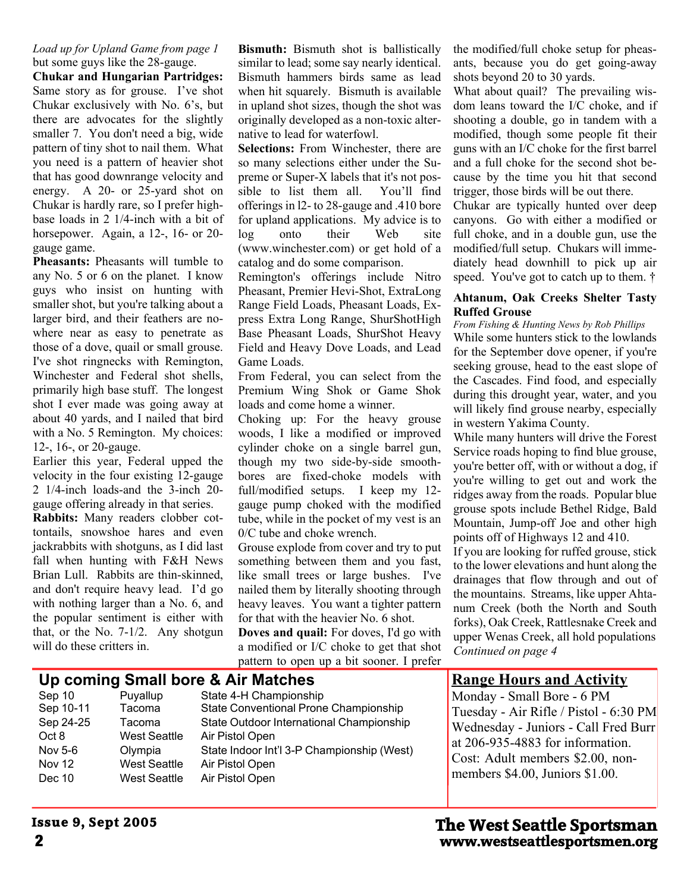*Load up for Upland Game from page 1*
but some guys like the 28-gauge.

**Chukar and Hungarian Partridges:** Same story as for grouse. I've shot Chukar exclusively with No. 6's, but there are advocates for the slightly smaller 7. You don't need a big, wide pattern of tiny shot to nail them. What you need is a pattern of heavier shot that has good downrange velocity and energy. A 20- or 25-yard shot on Chukar is hardly rare, so I prefer high-base loads in 2 1/4-inch with a bit of horsepower. Again, a 12-, 16- or 20-gauge game.

**Pheasants:** Pheasants will tumble to any No. 5 or 6 on the planet. I know guys who insist on hunting with smaller shot, but you're talking about a larger bird, and their feathers are nowhere near as easy to penetrate as those of a dove, quail or small grouse. I've shot ringnecks with Remington, Winchester and Federal shot shells, primarily high base stuff. The longest shot I ever made was going away at about 40 yards, and I nailed that bird with a No. 5 Remington. My choices: 12-, 16-, or 20-gauge.

Earlier this year, Federal upped the velocity in the four existing 12-gauge 2 1/4-inch loads-and the 3-inch 20-gauge offering already in that series.

**Rabbits:** Many readers clobber cottontails, snowshoe hares and even jackrabbits with shotguns, as I did last fall when hunting with F&H News Brian Lull. Rabbits are thin-skinned, and don't require heavy lead. I'd go with nothing larger than a No. 6, and the popular sentiment is either with that, or the No. 7-1/2. Any shotgun will do these critters in.

**Bismuth:** Bismuth shot is ballistically similar to lead; some say nearly identical. Bismuth hammers birds same as lead when hit squarely. Bismuth is available in upland shot sizes, though the shot was originally developed as a non-toxic alternative to lead for waterfowl.

**Selections:** From Winchester, there are so many selections either under the Supreme or Super-X labels that it's not possible to list them all. You'll find offerings in l2- to 28-gauge and .410 bore for upland applications. My advice is to log onto their Web site (www.winchester.com) or get hold of a catalog and do some comparison.

Remington's offerings include Nitro Pheasant, Premier Hevi-Shot, ExtraLong Range Field Loads, Pheasant Loads, Express Extra Long Range, ShurShotHigh Base Pheasant Loads, ShurShot Heavy Field and Heavy Dove Loads, and Lead Game Loads.

From Federal, you can select from the Premium Wing Shok or Game Shok loads and come home a winner.

Choking up: For the heavy grouse woods, I like a modified or improved cylinder choke on a single barrel gun, though my two side-by-side smoothbores are fixed-choke models with full/modified setups. I keep my 12-gauge pump choked with the modified tube, while in the pocket of my vest is an 0/C tube and choke wrench.

Grouse explode from cover and try to put something between them and you fast, like small trees or large bushes. I've nailed them by literally shooting through heavy leaves. You want a tighter pattern for that with the heavier No. 6 shot.

**Doves and quail:** For doves, I'd go with a modified or I/C choke to get that shot pattern to open up a bit sooner. I prefer the modified/full choke setup for pheasants, because you do get going-away shots beyond 20 to 30 yards.

What about quail? The prevailing wisdom leans toward the I/C choke, and if shooting a double, go in tandem with a modified, though some people fit their guns with an I/C choke for the first barrel and a full choke for the second shot because by the time you hit that second trigger, those birds will be out there.

Chukar are typically hunted over deep canyons. Go with either a modified or full choke, and in a double gun, use the modified/full setup. Chukars will immediately head downhill to pick up air speed. You've got to catch up to them. †

### Ahtanum, Oak Creeks Shelter Tasty Ruffed Grouse

*From Fishing & Hunting News by Rob Phillips*

While some hunters stick to the lowlands for the September dove opener, if you're seeking grouse, head to the east slope of the Cascades. Find food, and especially during this drought year, water, and you will likely find grouse nearby, especially in western Yakima County.

While many hunters will drive the Forest Service roads hoping to find blue grouse, you're better off, with or without a dog, if you're willing to get out and work the ridges away from the roads. Popular blue grouse spots include Bethel Ridge, Bald Mountain, Jump-off Joe and other high points off of Highways 12 and 410.

If you are looking for ruffed grouse, stick to the lower elevations and hunt along the drainages that flow through and out of the mountains. Streams, like upper Ahtanum Creek (both the North and South forks), Oak Creek, Rattlesnake Creek and upper Wenas Creek, all hold populations

*Continued on page 4*

## Up coming Small bore & Air Matches

| Date | Location | Event |
|---|---|---|
| Sep 10 | Puyallup | State 4-H Championship |
| Sep 10-11 | Tacoma | State Conventional Prone Championship |
| Sep 24-25 | Tacoma | State Outdoor International Championship |
| Oct 8 | West Seattle | Air Pistol Open |
| Nov 5-6 | Olympia | State Indoor Int'l 3-P Championship (West) |
| Nov 12 | West Seattle | Air Pistol Open |
| Dec 10 | West Seattle | Air Pistol Open |

## Range Hours and Activity

Monday - Small Bore - 6 PM
Tuesday - Air Rifle / Pistol - 6:30 PM
Wednesday - Juniors - Call Fred Burr at 206-935-4883 for information.
Cost: Adult members $2.00, non-members $4.00, Juniors $1.00.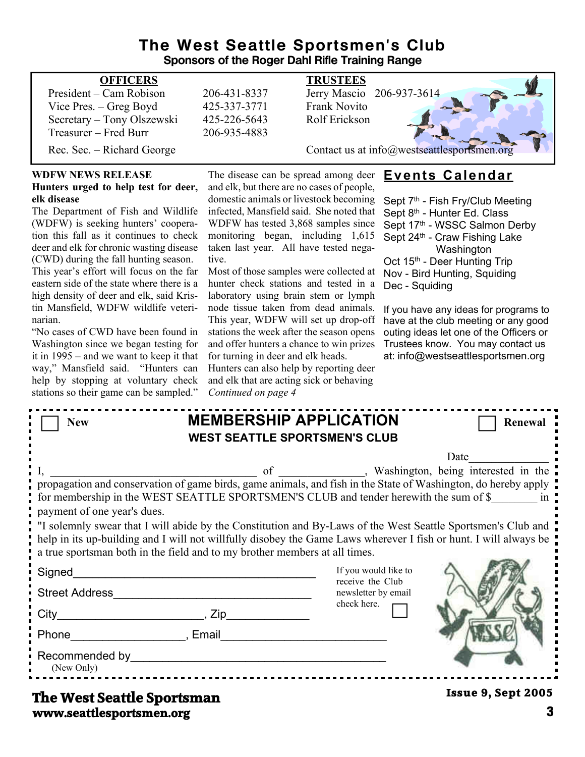# The West Seattle Sportsmen's Club

**Sponsors of the Roger Dahl Rifle Training Range**

| OFFICERS | | TRUSTEES | |
|---|---|---|---|
| President – Cam Robison | 206-431-8337 | Jerry Mascio | 206-937-3614 |
| Vice Pres. – Greg Boyd | 425-337-3771 | Frank Novito | |
| Secretary – Tony Olszewski | 425-226-5643 | Rolf Erickson | |
| Treasurer – Fred Burr | 206-935-4883 | | |
| Rec. Sec. – Richard George | | Contact us at info@westseattlesportsmen.org | |

**WDFW NEWS RELEASE**

**Hunters urged to help test for deer, elk disease**

The Department of Fish and Wildlife (WDFW) is seeking hunters' cooperation this fall as it continues to check deer and elk for chronic wasting disease (CWD) during the fall hunting season.

This year's effort will focus on the far eastern side of the state where there is a high density of deer and elk, said Kristin Mansfield, WDFW wildlife veterinarian.

"No cases of CWD have been found in Washington since we began testing for it in 1995 – and we want to keep it that way," Mansfield said. "Hunters can help by stopping at voluntary check stations so their game can be sampled."

The disease can be spread among deer and elk, but there are no cases of people, domestic animals or livestock becoming infected, Mansfield said. She noted that WDFW has tested 3,868 samples since monitoring began, including 1,615 taken last year. All have tested negative.

Most of those samples were collected at hunter check stations and tested in a laboratory using brain stem or lymph node tissue taken from dead animals. This year, WDFW will set up drop-off stations the week after the season opens and offer hunters a chance to win prizes for turning in deer and elk heads.

Hunters can also help by reporting deer and elk that are acting sick or behaving *Continued on page 4*

## Events Calendar

Sept 7th - Fish Fry/Club Meeting
Sept 8th - Hunter Ed. Class
Sept 17th - WSSC Salmon Derby
Sept 24th - Craw Fishing Lake Washington
Oct 15th - Deer Hunting Trip
Nov - Bird Hunting, Squiding
Dec - Squiding

If you have any ideas for programs to have at the club meeting or any good outing ideas let one of the Officers or Trustees know. You may contact us at: info@westseattlesportsmen.org

---

☐ New

## MEMBERSHIP APPLICATION

**WEST SEATTLE SPORTSMEN'S CLUB**

☐ Renewal

Date______________

I, ____________________________________ of ______________, Washington, being interested in the propagation and conservation of game birds, game animals, and fish in the State of Washington, do hereby apply for membership in the WEST SEATTLE SPORTSMEN'S CLUB and tender herewith the sum of $________ in payment of one year's dues.

"I solemnly swear that I will abide by the Constitution and By-Laws of the West Seattle Sportsmen's Club and help in its up-building and I will not willfully disobey the Game Laws wherever I fish or hunt. I will always be a true sportsman both in the field and to my brother members at all times.

Signed_______________________________________

Street Address________________________________

City_______________________, Zip_____________

Phone__________________, Email_________________________

Recommended by________________________________________
(New Only)

If you would like to receive the Club newsletter by email check here. ☐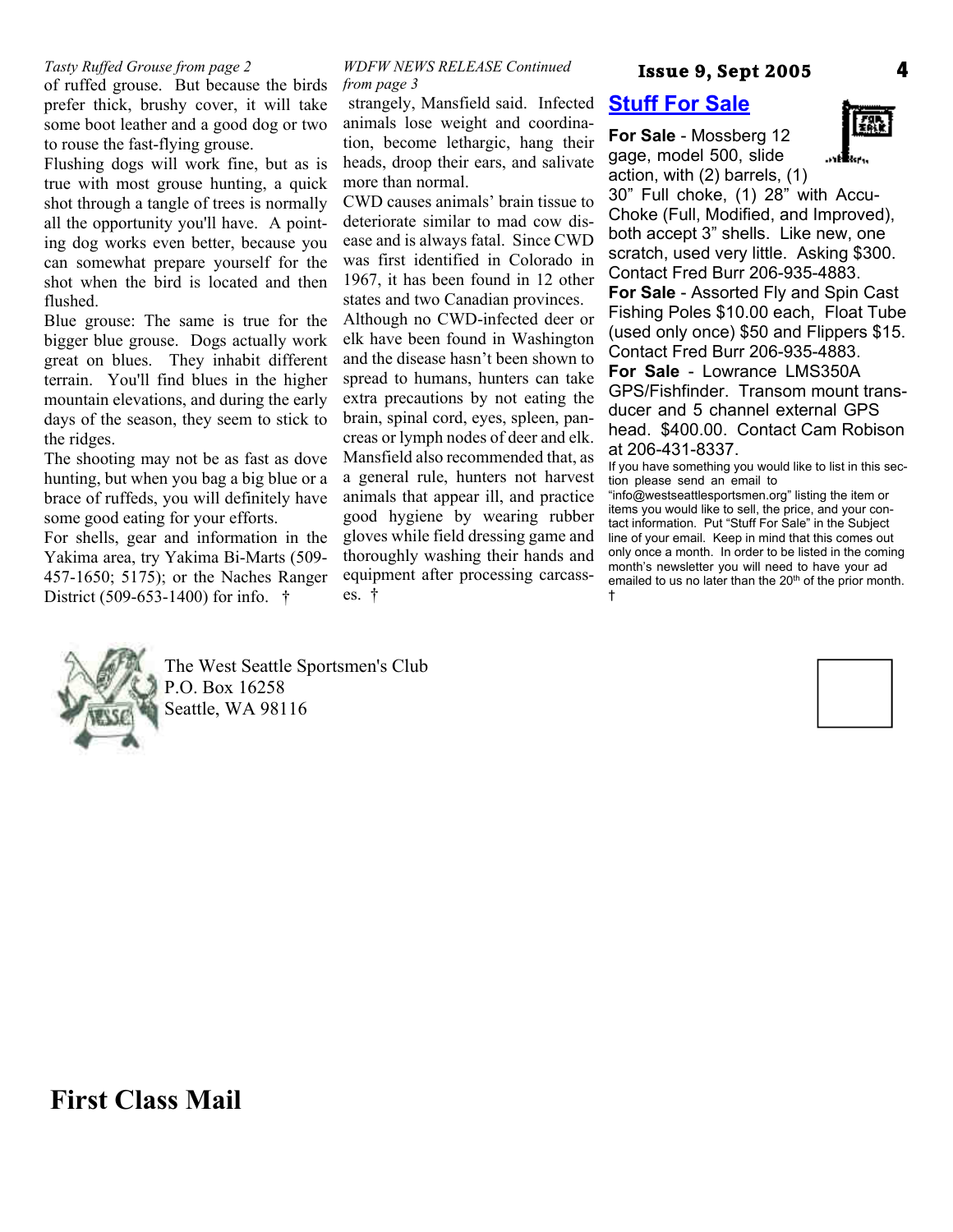*Tasty Ruffed Grouse from page 2*

of ruffed grouse. But because the birds prefer thick, brushy cover, it will take some boot leather and a good dog or two to rouse the fast-flying grouse.

Flushing dogs will work fine, but as is true with most grouse hunting, a quick shot through a tangle of trees is normally all the opportunity you'll have. A pointing dog works even better, because you can somewhat prepare yourself for the shot when the bird is located and then flushed.

Blue grouse: The same is true for the bigger blue grouse. Dogs actually work great on blues. They inhabit different terrain. You'll find blues in the higher mountain elevations, and during the early days of the season, they seem to stick to the ridges.

The shooting may not be as fast as dove hunting, but when you bag a big blue or a brace of ruffeds, you will definitely have some good eating for your efforts.

For shells, gear and information in the Yakima area, try Yakima Bi-Marts (509-457-1650; 5175); or the Naches Ranger District (509-653-1400) for info. †

*WDFW NEWS RELEASE Continued from page 3*

strangely, Mansfield said. Infected animals lose weight and coordination, become lethargic, hang their heads, droop their ears, and salivate more than normal.

CWD causes animals' brain tissue to deteriorate similar to mad cow disease and is always fatal. Since CWD was first identified in Colorado in 1967, it has been found in 12 other states and two Canadian provinces.

Although no CWD-infected deer or elk have been found in Washington and the disease hasn't been shown to spread to humans, hunters can take extra precautions by not eating the brain, spinal cord, eyes, spleen, pancreas or lymph nodes of deer and elk.

Mansfield also recommended that, as a general rule, hunters not harvest animals that appear ill, and practice good hygiene by wearing rubber gloves while field dressing game and thoroughly washing their hands and equipment after processing carcasses. †

## Stuff For Sale

**For Sale** - Mossberg 12 gage, model 500, slide action, with (2) barrels, (1) 30" Full choke, (1) 28" with Accu-Choke (Full, Modified, and Improved), both accept 3" shells. Like new, one scratch, used very little. Asking $300. Contact Fred Burr 206-935-4883.

**For Sale** - Assorted Fly and Spin Cast Fishing Poles $10.00 each, Float Tube (used only once) $50 and Flippers $15. Contact Fred Burr 206-935-4883.

**For Sale** - Lowrance LMS350A GPS/Fishfinder. Transom mount transducer and 5 channel external GPS head. $400.00. Contact Cam Robison at 206-431-8337.

If you have something you would like to list in this section please send an email to "info@westseattlesportsmen.org" listing the item or items you would like to sell, the price, and your contact information. Put "Stuff For Sale" in the Subject line of your email. Keep in mind that this comes out only once a month. In order to be listed in the coming month's newsletter you will need to have your ad emailed to us no later than the 20th of the prior month. †

The West Seattle Sportsmen's Club
P.O. Box 16258
Seattle, WA 98116

**First Class Mail**